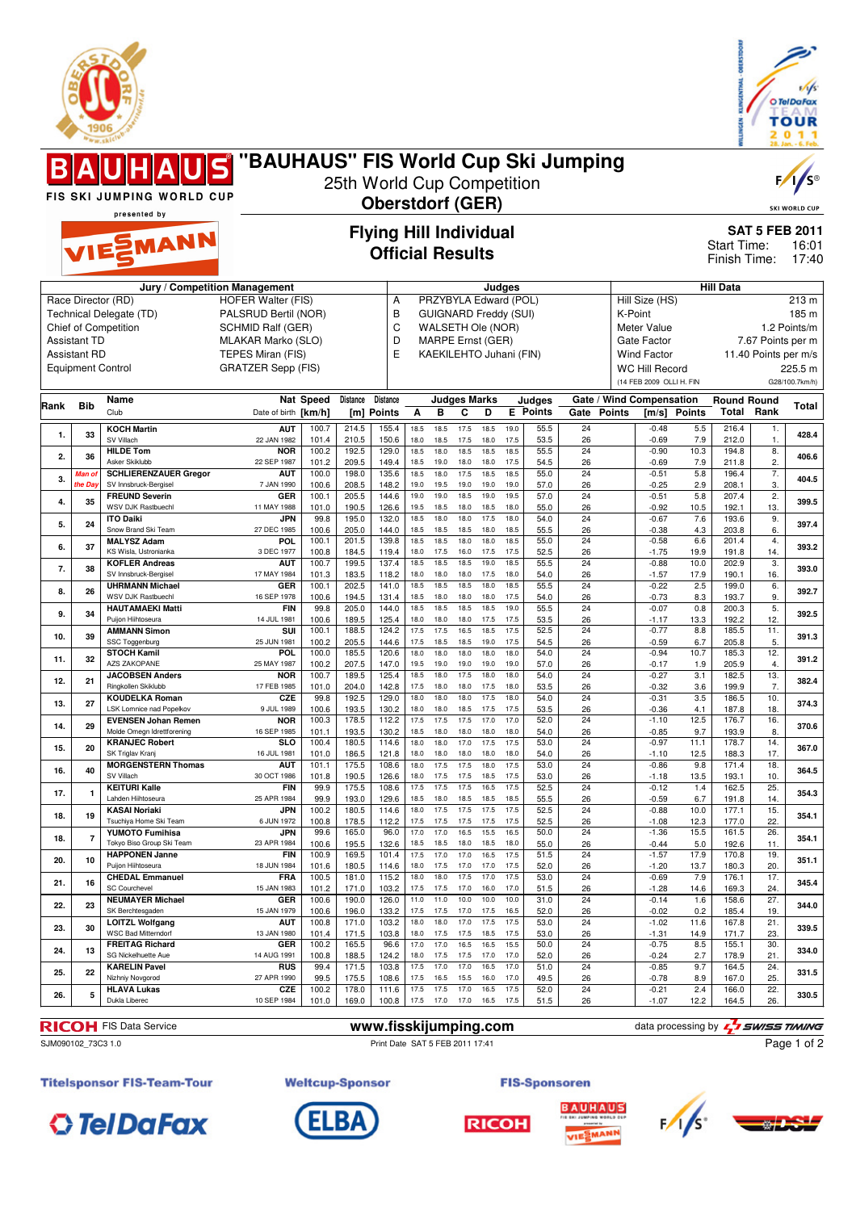# "BAUHAUS" FIS World Cup Ski Jumping

25th World Cup Competition

**Oberstdorf (GER)**

FIS SKI JUMPING WORLD CUP presented by VIESSMANN

## Flying Hill Individual
## Official Results

**SAT 5 FEB 2011**
Start Time: 16:01
Finish Time: 17:40

| Jury / Competition Management | | Judges | | Hill Data | |
|---|---|---|---|---|---|
| Race Director (RD) | HOFER Walter (FIS) | A | PRZYBYLA Edward (POL) | Hill Size (HS) | 213 m |
| Technical Delegate (TD) | PALSRUD Bertil (NOR) | B | GUIGNARD Freddy (SUI) | K-Point | 185 m |
| Chief of Competition | SCHMID Ralf (GER) | C | WALSETH Ole (NOR) | Meter Value | 1.2 Points/m |
| Assistant TD | MLAKAR Marko (SLO) | D | MARPE Ernst (GER) | Gate Factor | 7.67 Points per m |
| Assistant RD | TEPES Miran (FIS) | E | KAEKILEHTO Juhani (FIN) | Wind Factor | 11.40 Points per m/s |
| Equipment Control | GRATZER Sepp (FIS) | | | WC Hill Record | 225.5 m |
| | | | | (14 FEB 2009 OLLI H. FIN | G28/100.7km/h) |

| Rank | Bib | Name / Club | Nat / Date of birth | Speed [km/h] | Distance [m] | Distance Points | A | B | C | D | E | Judges Points | Gate | Gate Points | Wind [m/s] | Wind Points | Round Total | Round Rank | Total |
|---|---|---|---|---|---|---|---|---|---|---|---|---|---|---|---|---|---|---|---|
| 1. | 33 | KOCH Martin | AUT | 100.7 | 214.5 | 155.4 | 18.5 | 18.5 | 17.5 | 18.5 | 19.0 | 55.5 | 24 | | -0.48 | 5.5 | 216.4 | 1. | 428.4 |
| | | SV Villach | 22 JAN 1982 | 101.4 | 210.5 | 150.6 | 18.0 | 18.5 | 17.5 | 18.0 | 17.5 | 53.5 | 26 | | -0.69 | 7.9 | 212.0 | 1. | |
| 2. | 36 | HILDE Tom | NOR | 100.2 | 192.5 | 129.0 | 18.5 | 18.0 | 18.5 | 18.5 | 18.5 | 55.5 | 24 | | -0.90 | 10.3 | 194.8 | 8. | 406.6 |
| | | Asker Skiklubb | 22 SEP 1987 | 101.2 | 209.5 | 149.4 | 18.5 | 19.0 | 18.0 | 18.0 | 17.5 | 54.5 | 26 | | -0.69 | 7.9 | 211.8 | 2. | |
| 3. | Man of the Day | SCHLIERENZAUER Gregor | AUT | 100.0 | 198.0 | 135.6 | 18.5 | 18.0 | 17.5 | 18.5 | 18.5 | 55.0 | 24 | | -0.51 | 5.8 | 196.4 | 7. | 404.5 |
| | | SV Innsbruck-Bergisel | 7 JAN 1990 | 100.6 | 207.5 | 148.2 | 19.0 | 19.5 | 19.0 | 19.0 | 19.0 | 57.0 | 26 | | -0.25 | 2.9 | 208.1 | 3. | |
| 4. | 35 | FREUND Severin | GER | 100.1 | 205.5 | 144.6 | 19.0 | 19.0 | 18.5 | 19.0 | 19.5 | 57.0 | 24 | | -0.51 | 5.8 | 207.4 | 2. | 399.5 |
| | | WSV DJK Rastbuechl | 11 MAY 1988 | 101.0 | 190.5 | 126.6 | 19.5 | 18.5 | 18.0 | 18.5 | 18.0 | 55.0 | 26 | | -0.92 | 10.5 | 192.1 | 13. | |
| 5. | 24 | ITO Daiki | JPN | 99.8 | 195.0 | 132.0 | 18.5 | 18.0 | 18.0 | 17.5 | 18.0 | 54.0 | 24 | | -0.67 | 7.6 | 193.6 | 9. | 397.4 |
| | | Snow Brand Ski Team | 27 DEC 1985 | 100.6 | 205.0 | 144.0 | 18.5 | 18.5 | 18.5 | 18.5 | 18.5 | 55.5 | 26 | | -0.38 | 4.3 | 203.8 | 6. | |
| 6. | 37 | MALYSZ Adam | POL | 100.1 | 201.5 | 139.8 | 18.5 | 18.5 | 18.0 | 18.0 | 18.5 | 55.0 | 24 | | -0.58 | 6.6 | 201.4 | 4. | 393.2 |
| | | KS Wisla, Ustronianka | 3 DEC 1977 | 100.8 | 184.5 | 119.4 | 18.0 | 17.5 | 16.0 | 17.5 | 17.5 | 52.5 | 26 | | -1.75 | 19.9 | 191.8 | 14. | |
| 7. | 38 | KOFLER Andreas | AUT | 100.7 | 199.5 | 137.4 | 18.5 | 18.5 | 18.5 | 19.0 | 18.5 | 55.5 | 24 | | -0.88 | 10.0 | 202.9 | 3. | 393.0 |
| | | SV Innsbruck-Bergisel | 17 MAY 1984 | 101.3 | 183.5 | 118.2 | 18.0 | 18.0 | 18.0 | 17.5 | 18.0 | 54.0 | 26 | | -1.57 | 17.9 | 190.1 | 16. | |
| 8. | 26 | UHRMANN Michael | GER | 100.1 | 202.5 | 141.0 | 18.5 | 18.5 | 18.5 | 18.0 | 18.5 | 55.5 | 24 | | -0.22 | 2.5 | 199.0 | 6. | 392.7 |
| | | WSV DJK Rastbuechl | 16 SEP 1978 | 100.6 | 194.5 | 131.4 | 18.5 | 18.0 | 18.0 | 18.0 | 17.5 | 54.0 | 26 | | -0.73 | 8.3 | 193.7 | 9. | |
| 9. | 34 | HAUTAMAEKI Matti | FIN | 99.8 | 205.0 | 144.0 | 18.5 | 18.5 | 18.5 | 18.5 | 19.0 | 55.5 | 24 | | -0.07 | 0.8 | 200.3 | 5. | 392.5 |
| | | Puijon Hiihtoseura | 14 JUL 1981 | 100.6 | 189.5 | 125.4 | 18.0 | 18.0 | 18.0 | 17.5 | 17.5 | 53.5 | 26 | | -1.17 | 13.3 | 192.2 | 12. | |
| 10. | 39 | AMMANN Simon | SUI | 100.1 | 188.5 | 124.2 | 17.5 | 17.5 | 16.5 | 18.5 | 17.5 | 52.5 | 24 | | -0.77 | 8.8 | 185.5 | 11. | 391.3 |
| | | SSC Toggenburg | 25 JUN 1981 | 100.2 | 205.5 | 144.6 | 17.5 | 18.5 | 18.5 | 19.0 | 17.5 | 54.5 | 26 | | -0.59 | 6.7 | 205.8 | 5. | |
| 11. | 32 | STOCH Kamil | POL | 100.0 | 185.5 | 120.6 | 18.0 | 18.0 | 18.0 | 18.0 | 18.0 | 54.0 | 24 | | -0.94 | 10.7 | 185.3 | 12. | 391.2 |
| | | AZS ZAKOPANE | 25 MAY 1987 | 100.2 | 207.5 | 147.0 | 19.5 | 19.0 | 19.0 | 19.0 | 19.0 | 57.0 | 26 | | -0.17 | 1.9 | 205.9 | 4. | |
| 12. | 21 | JACOBSEN Anders | NOR | 100.7 | 189.5 | 125.4 | 18.5 | 18.0 | 17.5 | 18.0 | 18.0 | 54.0 | 24 | | -0.27 | 3.1 | 182.5 | 13. | 382.4 |
| | | Ringkollen Skiklubb | 17 FEB 1985 | 101.0 | 204.0 | 142.8 | 17.5 | 18.0 | 18.0 | 17.5 | 18.0 | 53.5 | 26 | | -0.32 | 3.6 | 199.9 | 7. | |
| 13. | 27 | KOUDELKA Roman | CZE | 99.8 | 192.5 | 129.0 | 18.0 | 18.0 | 18.0 | 17.5 | 18.0 | 54.0 | 24 | | -0.31 | 3.5 | 186.5 | 10. | 374.3 |
| | | LSK Lomnice nad Popelkov | 9 JUL 1989 | 100.6 | 193.5 | 130.2 | 18.0 | 18.0 | 18.5 | 17.5 | 17.5 | 53.5 | 26 | | -0.36 | 4.1 | 187.8 | 18. | |
| 14. | 29 | EVENSEN Johan Remen | NOR | 100.3 | 178.5 | 112.2 | 17.5 | 17.5 | 17.5 | 17.0 | 17.0 | 52.0 | 24 | | -1.10 | 12.5 | 176.7 | 16. | 370.6 |
| | | Molde Omegn Idrettforening | 16 SEP 1985 | 101.1 | 193.5 | 130.2 | 18.5 | 18.0 | 18.0 | 18.0 | 18.0 | 54.0 | 26 | | -0.85 | 9.7 | 193.9 | 8. | |
| 15. | 20 | KRANJEC Robert | SLO | 100.4 | 180.5 | 114.6 | 18.0 | 18.0 | 17.0 | 17.5 | 17.5 | 53.0 | 24 | | -0.97 | 11.1 | 178.7 | 14. | 367.0 |
| | | SK Triglav Kranj | 16 JUL 1981 | 101.0 | 186.5 | 121.8 | 18.0 | 18.0 | 18.0 | 18.0 | 18.0 | 54.0 | 26 | | -1.10 | 12.5 | 188.3 | 17. | |
| 16. | 40 | MORGENSTERN Thomas | AUT | 101.1 | 175.5 | 108.6 | 18.0 | 17.5 | 17.5 | 18.0 | 17.5 | 53.0 | 24 | | -0.86 | 9.8 | 171.4 | 18. | 364.5 |
| | | SV Villach | 30 OCT 1986 | 101.8 | 190.5 | 126.6 | 18.0 | 17.5 | 17.5 | 18.5 | 17.5 | 53.0 | 26 | | -1.18 | 13.5 | 193.1 | 10. | |
| 17. | 1 | KEITURI Kalle | FIN | 99.9 | 175.5 | 108.6 | 17.5 | 17.5 | 17.5 | 16.5 | 17.5 | 52.5 | 24 | | -0.12 | 1.4 | 162.5 | 25. | 354.3 |
| | | Lahden Hiihtoseura | 25 APR 1984 | 99.9 | 193.0 | 129.6 | 18.5 | 18.0 | 18.5 | 18.5 | 18.5 | 55.5 | 26 | | -0.59 | 6.7 | 191.8 | 14. | |
| 18. | 19 | KASAI Noriaki | JPN | 100.2 | 180.5 | 114.6 | 18.0 | 17.5 | 17.5 | 17.5 | 17.5 | 52.5 | 24 | | -0.88 | 10.0 | 177.1 | 15. | 354.1 |
| | | Tsuchiya Home Ski Team | 6 JUN 1972 | 100.8 | 178.5 | 112.2 | 17.5 | 17.5 | 17.5 | 17.5 | 17.5 | 52.5 | 26 | | -1.08 | 12.3 | 177.0 | 22. | |
| 18. | 7 | YUMOTO Fumihisa | JPN | 99.6 | 165.0 | 96.0 | 17.0 | 17.0 | 16.5 | 15.5 | 16.5 | 50.0 | 24 | | -1.36 | 15.5 | 161.5 | 26. | 354.1 |
| | | Tokyo Biso Group Ski Team | 23 APR 1984 | 100.6 | 195.5 | 132.6 | 18.5 | 18.5 | 18.0 | 18.5 | 18.0 | 55.0 | 26 | | -0.44 | 5.0 | 192.6 | 11. | |
| 20. | 10 | HAPPONEN Janne | FIN | 100.9 | 169.5 | 101.4 | 17.5 | 17.0 | 17.0 | 16.5 | 17.5 | 51.5 | 24 | | -1.57 | 17.9 | 170.8 | 19. | 351.1 |
| | | Puijon Hiihtoseura | 18 JUN 1984 | 101.6 | 180.5 | 114.6 | 18.0 | 17.5 | 17.0 | 17.0 | 17.5 | 52.0 | 26 | | -1.20 | 13.7 | 180.3 | 20. | |
| 21. | 16 | CHEDAL Emmanuel | FRA | 100.5 | 181.0 | 115.2 | 18.0 | 18.0 | 17.5 | 17.0 | 17.5 | 53.0 | 24 | | -0.69 | 7.9 | 176.1 | 17. | 345.4 |
| | | SC Courchevel | 15 JAN 1983 | 101.2 | 171.0 | 103.2 | 17.5 | 17.5 | 17.0 | 16.0 | 17.0 | 51.5 | 26 | | -1.28 | 14.6 | 169.3 | 24. | |
| 22. | 23 | NEUMAYER Michael | GER | 100.6 | 190.0 | 126.0 | 11.0 | 11.0 | 10.0 | 10.0 | 10.0 | 31.0 | 24 | | -0.14 | 1.6 | 158.6 | 27. | 344.0 |
| | | SK Berchtesgaden | 15 JAN 1979 | 100.6 | 196.0 | 133.2 | 17.5 | 17.5 | 17.0 | 17.5 | 17.5 | 52.0 | 26 | | -0.02 | 0.2 | 185.4 | 19. | |
| 23. | 30 | LOITZL Wolfgang | AUT | 100.8 | 171.0 | 103.2 | 18.0 | 18.0 | 17.0 | 17.5 | 17.5 | 53.0 | 24 | | -1.02 | 11.6 | 167.8 | 21. | 339.5 |
| | | WSC Bad Mitterndorf | 13 JAN 1980 | 101.4 | 171.5 | 103.8 | 18.0 | 17.5 | 17.5 | 17.5 | 18.0 | 53.0 | 26 | | -1.31 | 14.9 | 171.7 | 23. | |
| 24. | 13 | FREITAG Richard | GER | 100.2 | 165.5 | 96.6 | 17.0 | 17.0 | 16.5 | 16.5 | 15.5 | 50.0 | 24 | | -0.75 | 8.5 | 155.1 | 30. | 334.0 |
| | | SG Nickelhuette Aue | 14 AUG 1991 | 100.8 | 188.5 | 124.2 | 18.0 | 17.5 | 17.5 | 17.0 | 17.0 | 52.0 | 26 | | -0.24 | 2.7 | 178.9 | 21. | |
| 25. | 22 | KARELIN Pavel | RUS | 99.4 | 171.5 | 103.8 | 17.5 | 17.0 | 17.0 | 16.5 | 17.0 | 51.0 | 24 | | -0.85 | 9.7 | 164.5 | 24. | 331.5 |
| | | Nizhniy Novgorod | 27 APR 1990 | 99.5 | 175.5 | 108.6 | 17.5 | 16.5 | 15.5 | 16.0 | 17.0 | 49.5 | 26 | | -0.78 | 8.9 | 167.0 | 25. | |
| 26. | 5 | HLAVA Lukas | CZE | 100.2 | 178.0 | 111.6 | 17.5 | 17.5 | 17.0 | 16.5 | 17.5 | 52.0 | 24 | | -0.21 | 2.4 | 166.0 | 22. | 330.5 |
| | | Dukla Liberec | 10 SEP 1984 | 101.0 | 169.0 | 100.8 | 17.5 | 17.0 | 17.0 | 16.5 | 17.5 | 51.5 | 26 | | -1.07 | 12.2 | 164.5 | 26. | |

RICOH FIS Data Service | www.fisskijumping.com | data processing by SWISS TIMING

SJM090102_73C3 1.0 | Print Date SAT 5 FEB 2011 17:41

Titelsponsor FIS-Team-Tour: TelDaFax | Weltcup-Sponsor: ELBA | FIS-Sponsoren: RICOH, BAUHAUS, FIS, DSV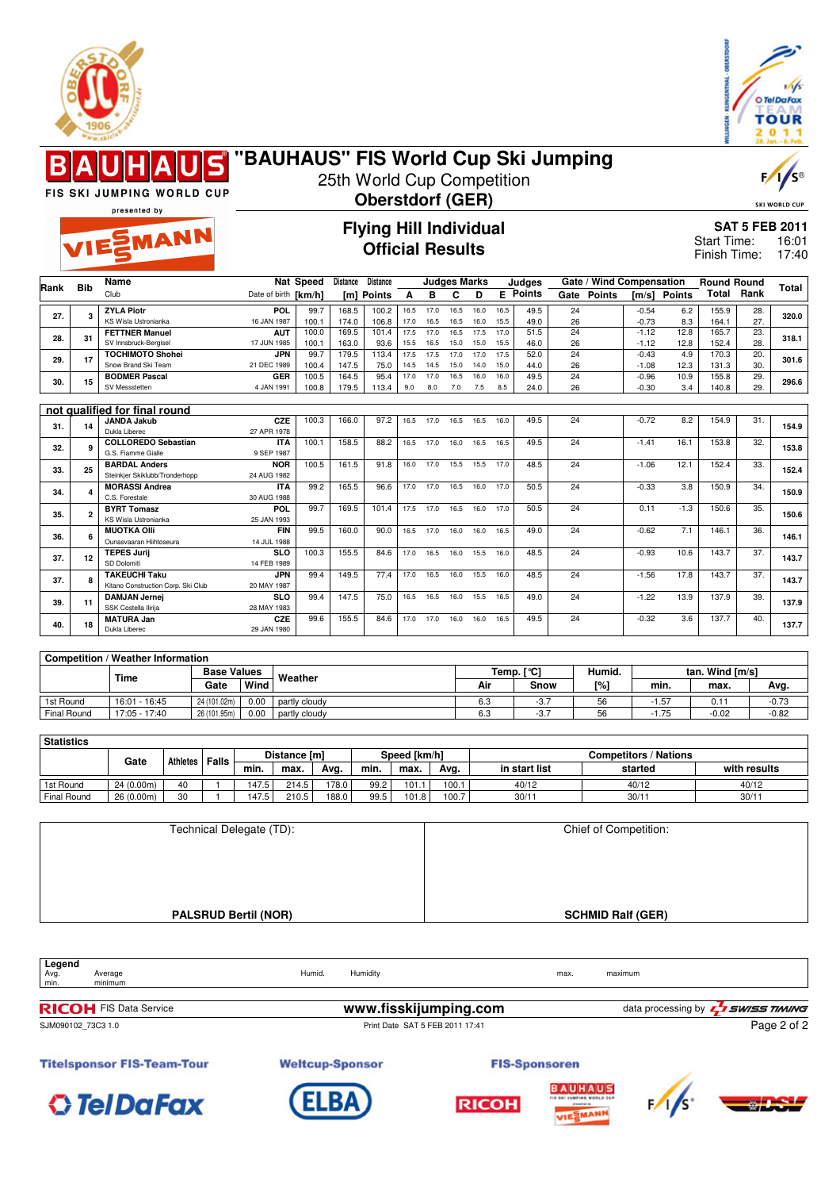# "BAUHAUS" FIS World Cup Ski Jumping

25th World Cup Competition

**Oberstdorf (GER)**

FIS SKI JUMPING WORLD CUP presented by VIESSMANN

## Flying Hill Individual
## Official Results

**SAT 5 FEB 2011**
Start Time: 16:01
Finish Time: 17:40

| Rank | Bib | Name / Club | Nat / Date of birth | Speed [km/h] | Distance [m] | Distance Points | Judges Marks A | B | C | D | E | Judges Points | Gate | Gate Points | Wind [m/s] | Wind Points | Round Total | Round Rank | Total |
|---|---|---|---|---|---|---|---|---|---|---|---|---|---|---|---|---|---|---|---|
| 27. | 3 | ZYLA Piotr / KS Wisla Ustronianka | POL / 16 JAN 1987 | 99.7 | 168.5 | 100.2 | 16.5 | 17.0 | 16.5 | 16.0 | 16.5 | 49.5 | 24 | | -0.54 | 6.2 | 155.9 | 28. | 320.0 |
| | | | | 100.1 | 174.0 | 106.8 | 17.0 | 16.5 | 16.5 | 16.0 | 15.5 | 49.0 | 26 | | -0.73 | 8.3 | 164.1 | 27. | |
| 28. | 31 | FETTNER Manuel / SV Innsbruck-Bergisel | AUT / 17 JUN 1985 | 100.0 | 169.5 | 101.4 | 17.5 | 17.0 | 16.5 | 17.5 | 17.0 | 51.5 | 24 | | -1.12 | 12.8 | 165.7 | 23. | 318.1 |
| | | | | 100.1 | 163.0 | 93.6 | 15.5 | 16.5 | 15.0 | 15.0 | 15.5 | 46.0 | 26 | | -1.12 | 12.8 | 152.4 | 28. | |
| 29. | 17 | TOCHIMOTO Shohei / Snow Brand Ski Team | JPN / 21 DEC 1989 | 99.7 | 179.5 | 113.4 | 17.5 | 17.5 | 17.0 | 17.0 | 17.5 | 52.0 | 24 | | -0.43 | 4.9 | 170.3 | 20. | 301.6 |
| | | | | 100.4 | 147.5 | 75.0 | 14.5 | 14.5 | 15.0 | 14.0 | 15.0 | 44.0 | 26 | | -1.08 | 12.3 | 131.3 | 30. | |
| 30. | 15 | BODMER Pascal / SV Messstetten | GER / 4 JAN 1991 | 100.5 | 164.5 | 95.4 | 17.0 | 17.0 | 16.5 | 16.0 | 16.0 | 49.5 | 24 | | -0.96 | 10.9 | 155.8 | 29. | 296.6 |
| | | | | 100.8 | 179.5 | 113.4 | 9.0 | 8.0 | 7.0 | 7.5 | 8.5 | 24.0 | 26 | | -0.30 | 3.4 | 140.8 | 29. | |

**not qualified for final round**

| Rank | Bib | Name / Club | Nat / Date of birth | Speed [km/h] | Distance [m] | Distance Points | A | B | C | D | E | Judges Points | Gate | Gate Points | Wind [m/s] | Wind Points | Round Total | Round Rank | Total |
|---|---|---|---|---|---|---|---|---|---|---|---|---|---|---|---|---|---|---|---|
| 31. | 14 | JANDA Jakub / Dukla Liberec | CZE / 27 APR 1978 | 100.3 | 166.0 | 97.2 | 16.5 | 17.0 | 16.5 | 16.5 | 16.0 | 49.5 | 24 | | -0.72 | 8.2 | 154.9 | 31. | 154.9 |
| 32. | 9 | COLLOREDO Sebastian / G.S. Fiamme Gialle | ITA / 9 SEP 1987 | 100.1 | 158.5 | 88.2 | 16.5 | 17.0 | 16.0 | 16.5 | 16.5 | 49.5 | 24 | | -1.41 | 16.1 | 153.8 | 32. | 153.8 |
| 33. | 25 | BARDAL Anders / Steinkjer Skiklubb/Tronderhopp | NOR / 24 AUG 1982 | 100.5 | 161.5 | 91.8 | 16.0 | 17.0 | 15.5 | 15.5 | 17.0 | 48.5 | 24 | | -1.06 | 12.1 | 152.4 | 33. | 152.4 |
| 34. | 4 | MORASSI Andrea / C.S. Forestale | ITA / 30 AUG 1988 | 99.2 | 165.5 | 96.6 | 17.0 | 17.0 | 16.5 | 16.0 | 17.0 | 50.5 | 24 | | -0.33 | 3.8 | 150.9 | 34. | 150.9 |
| 35. | 2 | BYRT Tomasz / KS Wisla Ustronianka | POL / 25 JAN 1993 | 99.7 | 169.5 | 101.4 | 17.5 | 17.0 | 16.5 | 16.0 | 17.0 | 50.5 | 24 | | 0.11 | -1.3 | 150.6 | 35. | 150.6 |
| 36. | 6 | MUOTKA Olli / Ounasvaaran Hiihtoseura | FIN / 14 JUL 1988 | 99.5 | 160.0 | 90.0 | 16.5 | 17.0 | 16.0 | 16.0 | 16.5 | 49.0 | 24 | | -0.62 | 7.1 | 146.1 | 36. | 146.1 |
| 37. | 12 | TEPES Jurij / SD Dolomiti | SLO / 14 FEB 1989 | 100.3 | 155.5 | 84.6 | 17.0 | 16.5 | 16.0 | 15.5 | 16.0 | 48.5 | 24 | | -0.93 | 10.6 | 143.7 | 37. | 143.7 |
| 37. | 8 | TAKEUCHI Taku / Kitano Construction Corp. Ski Club | JPN / 20 MAY 1987 | 99.4 | 149.5 | 77.4 | 17.0 | 16.5 | 16.0 | 15.5 | 16.0 | 48.5 | 24 | | -1.56 | 17.8 | 143.7 | 37. | 143.7 |
| 39. | 11 | DAMJAN Jernej / SSK Costella Ilirija | SLO / 28 MAY 1983 | 99.4 | 147.5 | 75.0 | 16.5 | 16.5 | 16.0 | 15.5 | 16.5 | 49.0 | 24 | | -1.22 | 13.9 | 137.9 | 39. | 137.9 |
| 40. | 18 | MATURA Jan / Dukla Liberec | CZE / 29 JAN 1980 | 99.6 | 155.5 | 84.6 | 17.0 | 17.0 | 16.0 | 16.0 | 16.5 | 49.5 | 24 | | -0.32 | 3.6 | 137.7 | 40. | 137.7 |

**Competition / Weather Information**

| | Time | Base Values Gate | Base Values Wind | Weather | Temp. [°C] Air | Temp. [°C] Snow | Humid. [%] | tan. Wind [m/s] min. | max. | Avg. |
|---|---|---|---|---|---|---|---|---|---|---|
| 1st Round | 16:01 - 16:45 | 24 (101.02m) | 0.00 | partly cloudy | 6.3 | -3.7 | 56 | -1.57 | 0.11 | -0.73 |
| Final Round | 17:05 - 17:40 | 26 (101.95m) | 0.00 | partly cloudy | 6.3 | -3.7 | 56 | -1.75 | -0.02 | -0.82 |

**Statistics**

| | Gate | Athletes | Falls | Distance [m] min. | max. | Avg. | Speed [km/h] min. | max. | Avg. | Competitors / Nations in start list | started | with results |
|---|---|---|---|---|---|---|---|---|---|---|---|---|
| 1st Round | 24 (0.00m) | 40 | 1 | 147.5 | 214.5 | 178.0 | 99.2 | 101.1 | 100.1 | 40/12 | 40/12 | 40/12 |
| Final Round | 26 (0.00m) | 30 | 1 | 147.5 | 210.5 | 188.0 | 99.5 | 101.8 | 100.7 | 30/11 | 30/11 | 30/11 |

| Technical Delegate (TD): | Chief of Competition: |
|---|---|
| **PALSRUD Bertil (NOR)** | **SCHMID Ralf (GER)** |

**Legend**
Avg. Average
min. minimum
Humid. Humidity
max. maximum

RICOH FIS Data Service — www.fisskijumping.com — data processing by SWISS TIMING

SJM090102_73C3 1.0 — Print Date SAT 5 FEB 2011 17:41

Titelsponsor FIS-Team-Tour: TelDaFax — Weltcup-Sponsor: ELBA — FIS-Sponsoren: RICOH, BAUHAUS, FIS, DSV